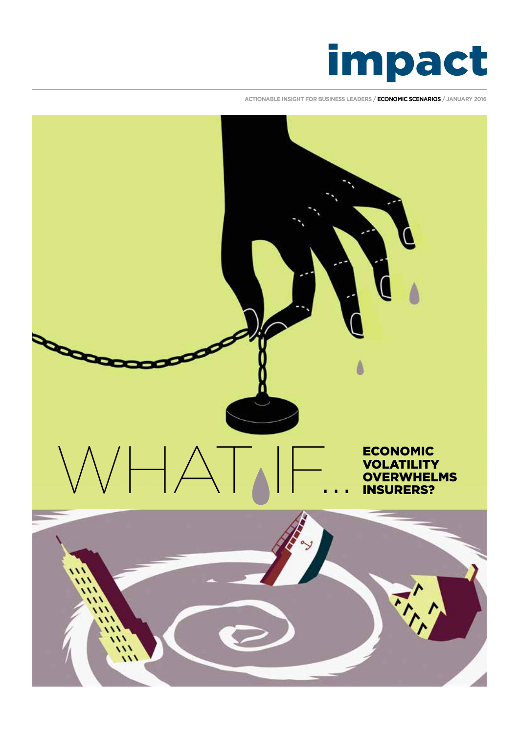# impact

ACTIONABLE INSIGHT FOR BUSINESS LEADERS / **ECONOMIC SCENARIOS** / JANUARY 2016

# WHAT IF... ECONOMIC VOLATILITY OVERWHELMS INSURERS?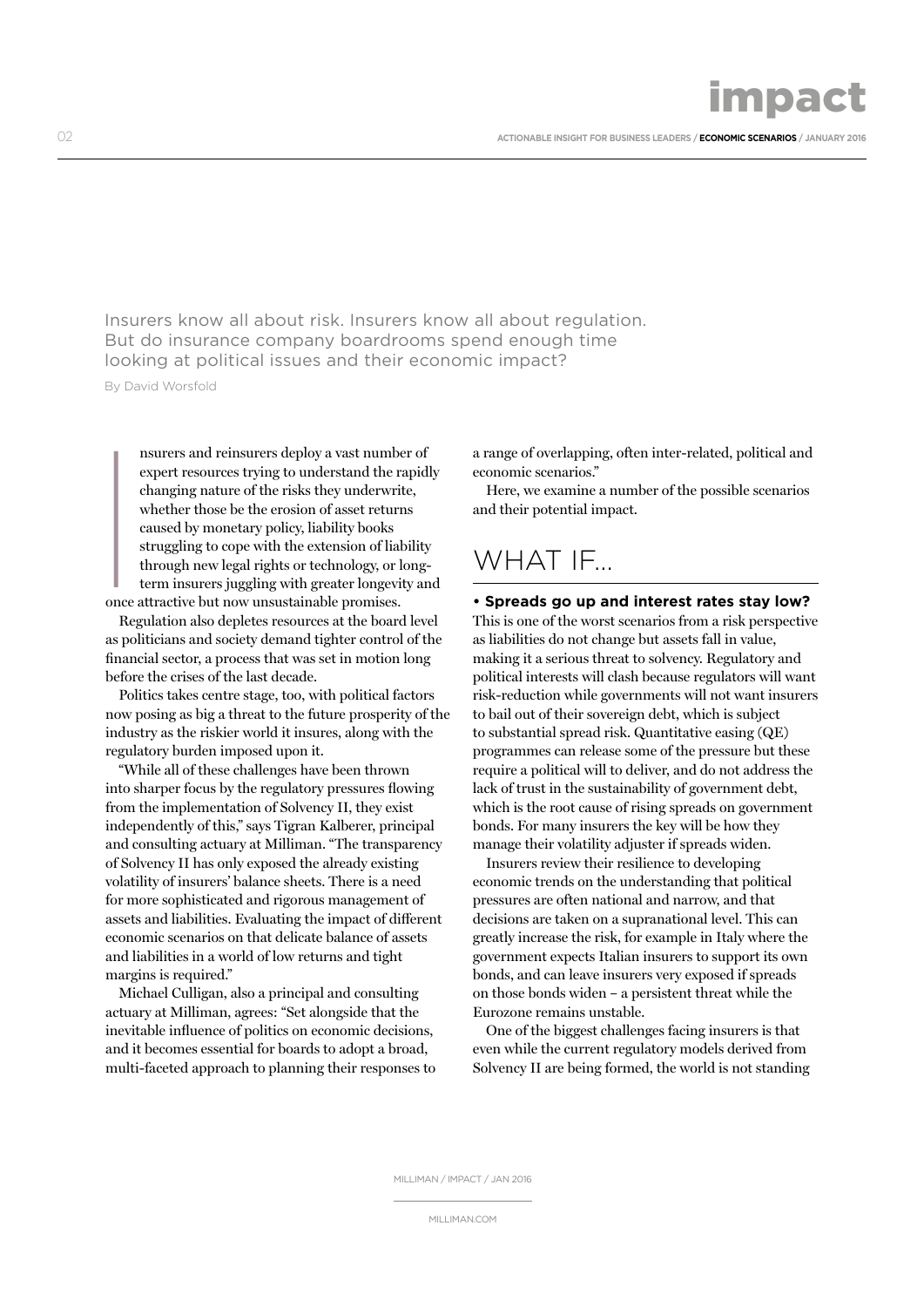Insurers know all about risk. Insurers know all about regulation. But do insurance company boardrooms spend enough time looking at political issues and their economic impact?

By David Worsfold

Insurers and reinsurers deploy a vast number of expert resources trying to understand the rapidly changing nature of the risks they underwrite, whether those be the erosion of asset returns caused by monetary policy, liability books struggling to cope with the extension of liability through new legal rights or technology, or long-term insurers juggling with greater longevity and once attractive but now unsustainable promises.

Regulation also depletes resources at the board level as politicians and society demand tighter control of the financial sector, a process that was set in motion long before the crises of the last decade.

Politics takes centre stage, too, with political factors now posing as big a threat to the future prosperity of the industry as the riskier world it insures, along with the regulatory burden imposed upon it.

"While all of these challenges have been thrown into sharper focus by the regulatory pressures flowing from the implementation of Solvency II, they exist independently of this," says Tigran Kalberer, principal and consulting actuary at Milliman. "The transparency of Solvency II has only exposed the already existing volatility of insurers' balance sheets. There is a need for more sophisticated and rigorous management of assets and liabilities. Evaluating the impact of different economic scenarios on that delicate balance of assets and liabilities in a world of low returns and tight margins is required."

Michael Culligan, also a principal and consulting actuary at Milliman, agrees: "Set alongside that the inevitable influence of politics on economic decisions, and it becomes essential for boards to adopt a broad, multi-faceted approach to planning their responses to a range of overlapping, often inter-related, political and economic scenarios."

Here, we examine a number of the possible scenarios and their potential impact.

## WHAT IF...

**• Spreads go up and interest rates stay low?**

This is one of the worst scenarios from a risk perspective as liabilities do not change but assets fall in value, making it a serious threat to solvency. Regulatory and political interests will clash because regulators will want risk-reduction while governments will not want insurers to bail out of their sovereign debt, which is subject to substantial spread risk. Quantitative easing (QE) programmes can release some of the pressure but these require a political will to deliver, and do not address the lack of trust in the sustainability of government debt, which is the root cause of rising spreads on government bonds. For many insurers the key will be how they manage their volatility adjuster if spreads widen.

Insurers review their resilience to developing economic trends on the understanding that political pressures are often national and narrow, and that decisions are taken on a supranational level. This can greatly increase the risk, for example in Italy where the government expects Italian insurers to support its own bonds, and can leave insurers very exposed if spreads on those bonds widen – a persistent threat while the Eurozone remains unstable.

One of the biggest challenges facing insurers is that even while the current regulatory models derived from Solvency II are being formed, the world is not standing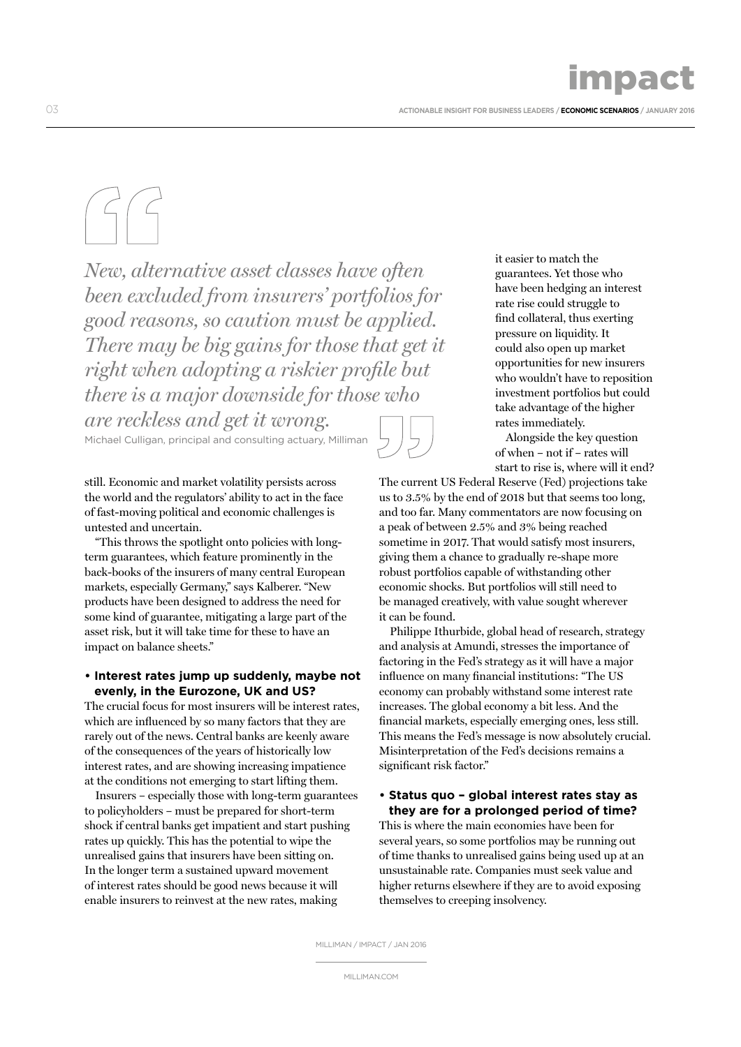> *New, alternative asset classes have often been excluded from insurers' portfolios for good reasons, so caution must be applied. There may be big gains for those that get it right when adopting a riskier profile but there is a major downside for those who are reckless and get it wrong.*
>
> Michael Culligan, principal and consulting actuary, Milliman

still. Economic and market volatility persists across the world and the regulators' ability to act in the face of fast-moving political and economic challenges is untested and uncertain.

"This throws the spotlight onto policies with long-term guarantees, which feature prominently in the back-books of the insurers of many central European markets, especially Germany," says Kalberer. "New products have been designed to address the need for some kind of guarantee, mitigating a large part of the asset risk, but it will take time for these to have an impact on balance sheets."

**• Interest rates jump up suddenly, maybe not evenly, in the Eurozone, UK and US?**

The crucial focus for most insurers will be interest rates, which are influenced by so many factors that they are rarely out of the news. Central banks are keenly aware of the consequences of the years of historically low interest rates, and are showing increasing impatience at the conditions not emerging to start lifting them.

Insurers – especially those with long-term guarantees to policyholders – must be prepared for short-term shock if central banks get impatient and start pushing rates up quickly. This has the potential to wipe the unrealised gains that insurers have been sitting on. In the longer term a sustained upward movement of interest rates should be good news because it will enable insurers to reinvest at the new rates, making it easier to match the guarantees. Yet those who have been hedging an interest rate rise could struggle to find collateral, thus exerting pressure on liquidity. It could also open up market opportunities for new insurers who wouldn't have to reposition investment portfolios but could take advantage of the higher rates immediately.

Alongside the key question of when – not if – rates will start to rise is, where will it end? The current US Federal Reserve (Fed) projections take us to 3.5% by the end of 2018 but that seems too long, and too far. Many commentators are now focusing on a peak of between 2.5% and 3% being reached sometime in 2017. That would satisfy most insurers, giving them a chance to gradually re-shape more robust portfolios capable of withstanding other economic shocks. But portfolios will still need to be managed creatively, with value sought wherever it can be found.

Philippe Ithurbide, global head of research, strategy and analysis at Amundi, stresses the importance of factoring in the Fed's strategy as it will have a major influence on many financial institutions: "The US economy can probably withstand some interest rate increases. The global economy a bit less. And the financial markets, especially emerging ones, less still. This means the Fed's message is now absolutely crucial. Misinterpretation of the Fed's decisions remains a significant risk factor."

**• Status quo – global interest rates stay as they are for a prolonged period of time?**

This is where the main economies have been for several years, so some portfolios may be running out of time thanks to unrealised gains being used up at an unsustainable rate. Companies must seek value and higher returns elsewhere if they are to avoid exposing themselves to creeping insolvency.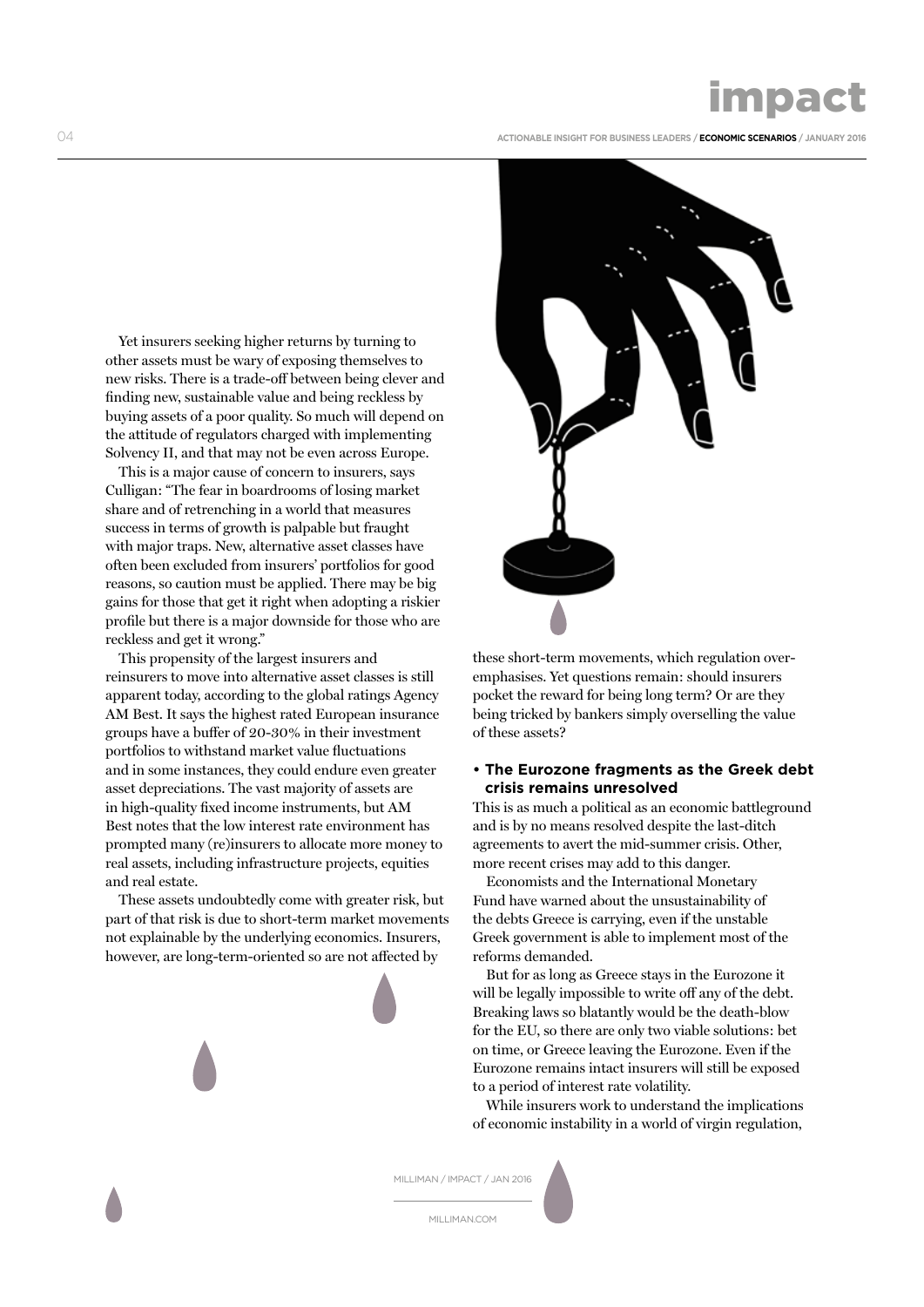Yet insurers seeking higher returns by turning to other assets must be wary of exposing themselves to new risks. There is a trade-off between being clever and finding new, sustainable value and being reckless by buying assets of a poor quality. So much will depend on the attitude of regulators charged with implementing Solvency II, and that may not be even across Europe.

This is a major cause of concern to insurers, says Culligan: "The fear in boardrooms of losing market share and of retrenching in a world that measures success in terms of growth is palpable but fraught with major traps. New, alternative asset classes have often been excluded from insurers' portfolios for good reasons, so caution must be applied. There may be big gains for those that get it right when adopting a riskier profile but there is a major downside for those who are reckless and get it wrong."

This propensity of the largest insurers and reinsurers to move into alternative asset classes is still apparent today, according to the global ratings Agency AM Best. It says the highest rated European insurance groups have a buffer of 20-30% in their investment portfolios to withstand market value fluctuations and in some instances, they could endure even greater asset depreciations. The vast majority of assets are in high-quality fixed income instruments, but AM Best notes that the low interest rate environment has prompted many (re)insurers to allocate more money to real assets, including infrastructure projects, equities and real estate.

These assets undoubtedly come with greater risk, but part of that risk is due to short-term market movements not explainable by the underlying economics. Insurers, however, are long-term-oriented so are not affected by these short-term movements, which regulation over-emphasises. Yet questions remain: should insurers pocket the reward for being long term? Or are they being tricked by bankers simply overselling the value of these assets?

### • The Eurozone fragments as the Greek debt crisis remains unresolved

This is as much a political as an economic battleground and is by no means resolved despite the last-ditch agreements to avert the mid-summer crisis. Other, more recent crises may add to this danger.

Economists and the International Monetary Fund have warned about the unsustainability of the debts Greece is carrying, even if the unstable Greek government is able to implement most of the reforms demanded.

But for as long as Greece stays in the Eurozone it will be legally impossible to write off any of the debt. Breaking laws so blatantly would be the death-blow for the EU, so there are only two viable solutions: bet on time, or Greece leaving the Eurozone. Even if the Eurozone remains intact insurers will still be exposed to a period of interest rate volatility.

While insurers work to understand the implications of economic instability in a world of virgin regulation,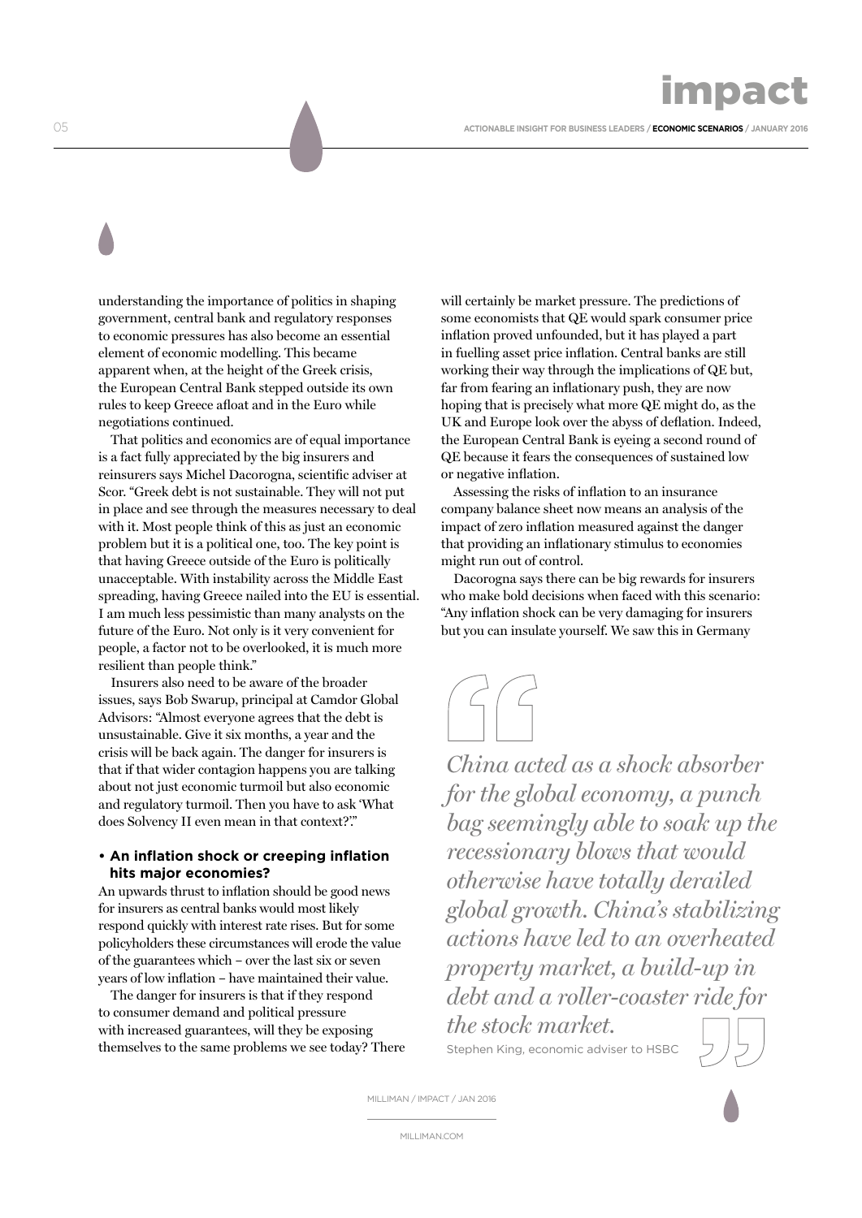understanding the importance of politics in shaping government, central bank and regulatory responses to economic pressures has also become an essential element of economic modelling. This became apparent when, at the height of the Greek crisis, the European Central Bank stepped outside its own rules to keep Greece afloat and in the Euro while negotiations continued.

That politics and economics are of equal importance is a fact fully appreciated by the big insurers and reinsurers says Michel Dacorogna, scientific adviser at Scor. "Greek debt is not sustainable. They will not put in place and see through the measures necessary to deal with it. Most people think of this as just an economic problem but it is a political one, too. The key point is that having Greece outside of the Euro is politically unacceptable. With instability across the Middle East spreading, having Greece nailed into the EU is essential. I am much less pessimistic than many analysts on the future of the Euro. Not only is it very convenient for people, a factor not to be overlooked, it is much more resilient than people think."

Insurers also need to be aware of the broader issues, says Bob Swarup, principal at Camdor Global Advisors: "Almost everyone agrees that the debt is unsustainable. Give it six months, a year and the crisis will be back again. The danger for insurers is that if that wider contagion happens you are talking about not just economic turmoil but also economic and regulatory turmoil. Then you have to ask 'What does Solvency II even mean in that context?'."

### • An inflation shock or creeping inflation hits major economies?

An upwards thrust to inflation should be good news for insurers as central banks would most likely respond quickly with interest rate rises. But for some policyholders these circumstances will erode the value of the guarantees which – over the last six or seven years of low inflation – have maintained their value.

The danger for insurers is that if they respond to consumer demand and political pressure with increased guarantees, will they be exposing themselves to the same problems we see today? There will certainly be market pressure. The predictions of some economists that QE would spark consumer price inflation proved unfounded, but it has played a part in fuelling asset price inflation. Central banks are still working their way through the implications of QE but, far from fearing an inflationary push, they are now hoping that is precisely what more QE might do, as the UK and Europe look over the abyss of deflation. Indeed, the European Central Bank is eyeing a second round of QE because it fears the consequences of sustained low or negative inflation.

Assessing the risks of inflation to an insurance company balance sheet now means an analysis of the impact of zero inflation measured against the danger that providing an inflationary stimulus to economies might run out of control.

Dacorogna says there can be big rewards for insurers who make bold decisions when faced with this scenario: "Any inflation shock can be very damaging for insurers but you can insulate yourself. We saw this in Germany

> *China acted as a shock absorber for the global economy, a punch bag seemingly able to soak up the recessionary blows that would otherwise have totally derailed global growth. China's stabilizing actions have led to an overheated property market, a build-up in debt and a roller-coaster ride for the stock market.*
>
> Stephen King, economic adviser to HSBC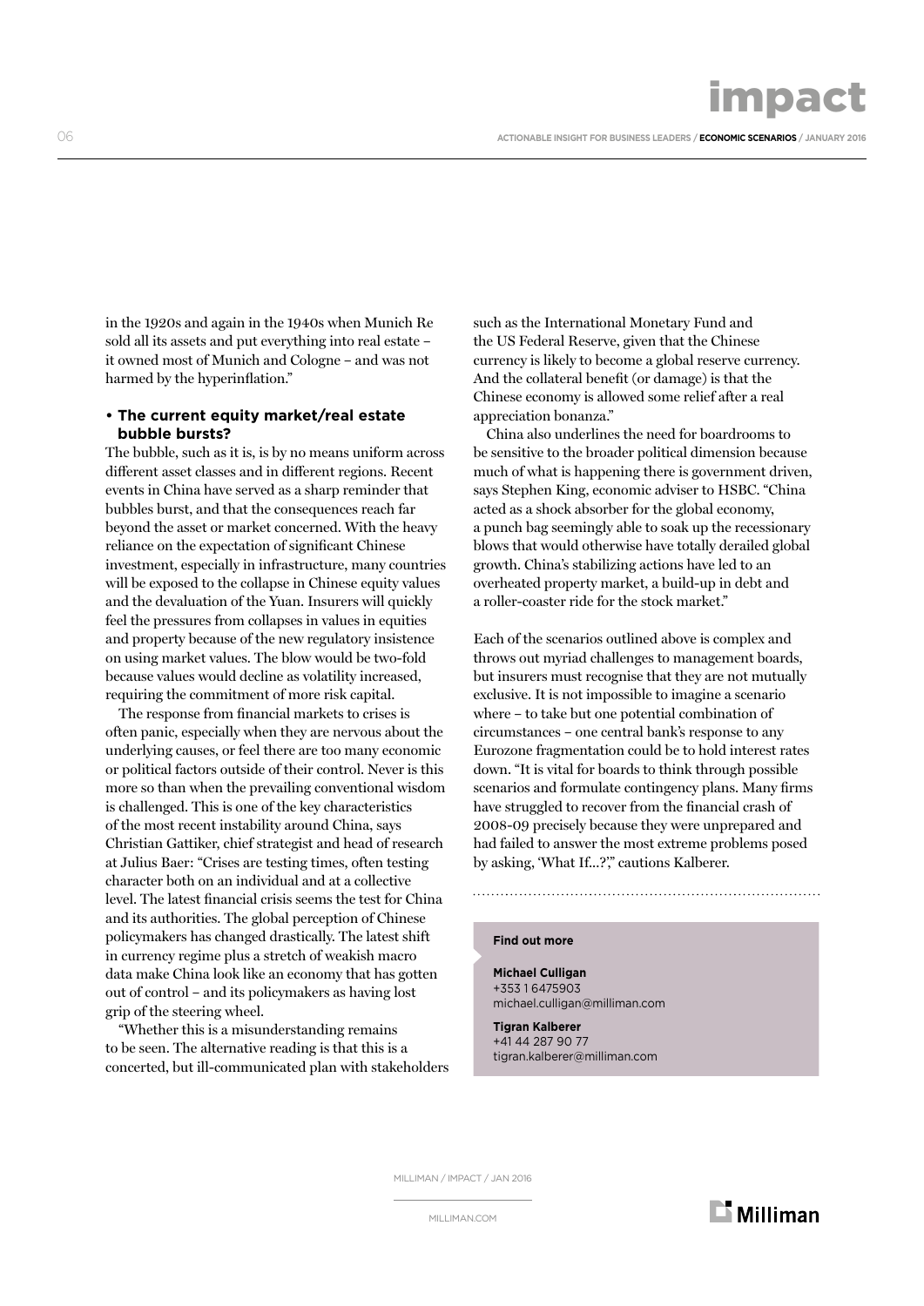in the 1920s and again in the 1940s when Munich Re sold all its assets and put everything into real estate – it owned most of Munich and Cologne – and was not harmed by the hyperinflation."

- **The current equity market/real estate bubble bursts?**

The bubble, such as it is, is by no means uniform across different asset classes and in different regions. Recent events in China have served as a sharp reminder that bubbles burst, and that the consequences reach far beyond the asset or market concerned. With the heavy reliance on the expectation of significant Chinese investment, especially in infrastructure, many countries will be exposed to the collapse in Chinese equity values and the devaluation of the Yuan. Insurers will quickly feel the pressures from collapses in values in equities and property because of the new regulatory insistence on using market values. The blow would be two-fold because values would decline as volatility increased, requiring the commitment of more risk capital.

The response from financial markets to crises is often panic, especially when they are nervous about the underlying causes, or feel there are too many economic or political factors outside of their control. Never is this more so than when the prevailing conventional wisdom is challenged. This is one of the key characteristics of the most recent instability around China, says Christian Gattiker, chief strategist and head of research at Julius Baer: "Crises are testing times, often testing character both on an individual and at a collective level. The latest financial crisis seems the test for China and its authorities. The global perception of Chinese policymakers has changed drastically. The latest shift in currency regime plus a stretch of weakish macro data make China look like an economy that has gotten out of control – and its policymakers as having lost grip of the steering wheel.

"Whether this is a misunderstanding remains to be seen. The alternative reading is that this is a concerted, but ill-communicated plan with stakeholders such as the International Monetary Fund and the US Federal Reserve, given that the Chinese currency is likely to become a global reserve currency. And the collateral benefit (or damage) is that the Chinese economy is allowed some relief after a real appreciation bonanza."

China also underlines the need for boardrooms to be sensitive to the broader political dimension because much of what is happening there is government driven, says Stephen King, economic adviser to HSBC. "China acted as a shock absorber for the global economy, a punch bag seemingly able to soak up the recessionary blows that would otherwise have totally derailed global growth. China's stabilizing actions have led to an overheated property market, a build-up in debt and a roller-coaster ride for the stock market."

Each of the scenarios outlined above is complex and throws out myriad challenges to management boards, but insurers must recognise that they are not mutually exclusive. It is not impossible to imagine a scenario where – to take but one potential combination of circumstances – one central bank's response to any Eurozone fragmentation could be to hold interest rates down. "It is vital for boards to think through possible scenarios and formulate contingency plans. Many firms have struggled to recover from the financial crash of 2008-09 precisely because they were unprepared and had failed to answer the most extreme problems posed by asking, 'What If...?'," cautions Kalberer.

---

**Find out more**

**Michael Culligan**
+353 1 6475903
michael.culligan@milliman.com

**Tigran Kalberer**
+41 44 287 90 77
tigran.kalberer@milliman.com